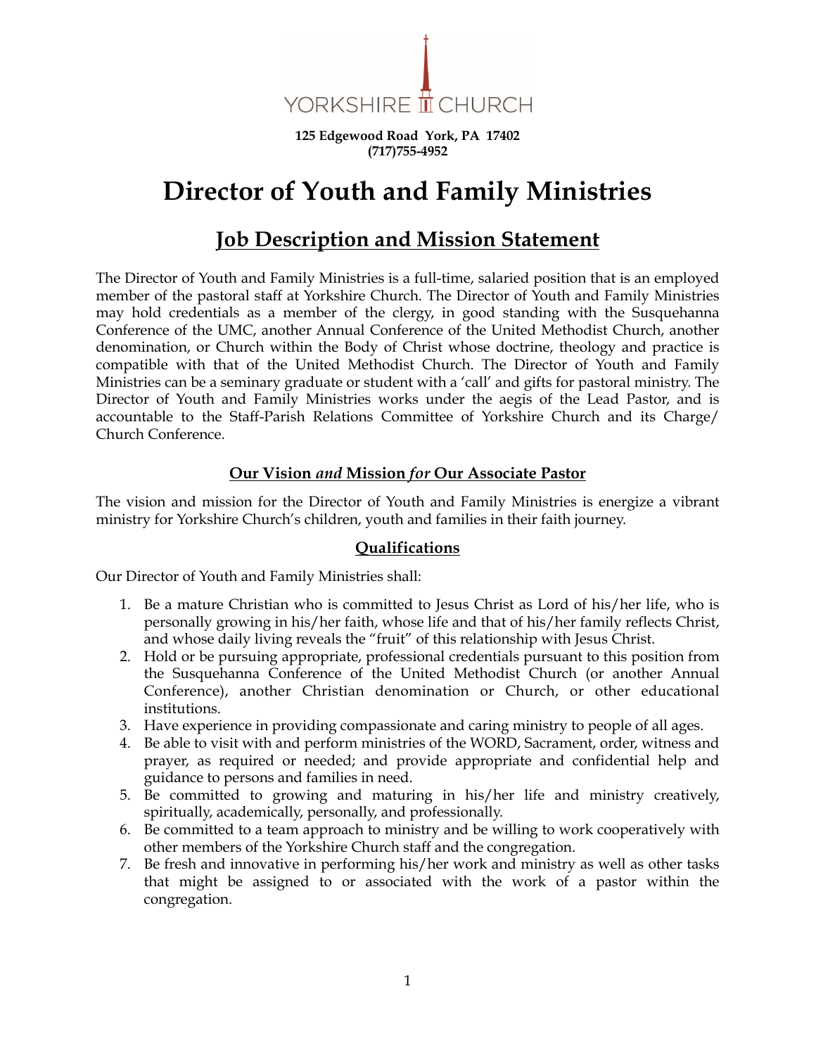YORKSHIRE CHURCH

**125 Edgewood Road York, PA 17402**
**(717)755-4952**

# Director of Youth and Family Ministries

## Job Description and Mission Statement

The Director of Youth and Family Ministries is a full-time, salaried position that is an employed member of the pastoral staff at Yorkshire Church. The Director of Youth and Family Ministries may hold credentials as a member of the clergy, in good standing with the Susquehanna Conference of the UMC, another Annual Conference of the United Methodist Church, another denomination, or Church within the Body of Christ whose doctrine, theology and practice is compatible with that of the United Methodist Church. The Director of Youth and Family Ministries can be a seminary graduate or student with a 'call' and gifts for pastoral ministry. The Director of Youth and Family Ministries works under the aegis of the Lead Pastor, and is accountable to the Staff-Parish Relations Committee of Yorkshire Church and its Charge/ Church Conference.

### Our Vision *and* Mission *for* Our Associate Pastor

The vision and mission for the Director of Youth and Family Ministries is energize a vibrant ministry for Yorkshire Church's children, youth and families in their faith journey.

### Qualifications

Our Director of Youth and Family Ministries shall:

1. Be a mature Christian who is committed to Jesus Christ as Lord of his/her life, who is personally growing in his/her faith, whose life and that of his/her family reflects Christ, and whose daily living reveals the "fruit" of this relationship with Jesus Christ.
2. Hold or be pursuing appropriate, professional credentials pursuant to this position from the Susquehanna Conference of the United Methodist Church (or another Annual Conference), another Christian denomination or Church, or other educational institutions.
3. Have experience in providing compassionate and caring ministry to people of all ages.
4. Be able to visit with and perform ministries of the WORD, Sacrament, order, witness and prayer, as required or needed; and provide appropriate and confidential help and guidance to persons and families in need.
5. Be committed to growing and maturing in his/her life and ministry creatively, spiritually, academically, personally, and professionally.
6. Be committed to a team approach to ministry and be willing to work cooperatively with other members of the Yorkshire Church staff and the congregation.
7. Be fresh and innovative in performing his/her work and ministry as well as other tasks that might be assigned to or associated with the work of a pastor within the congregation.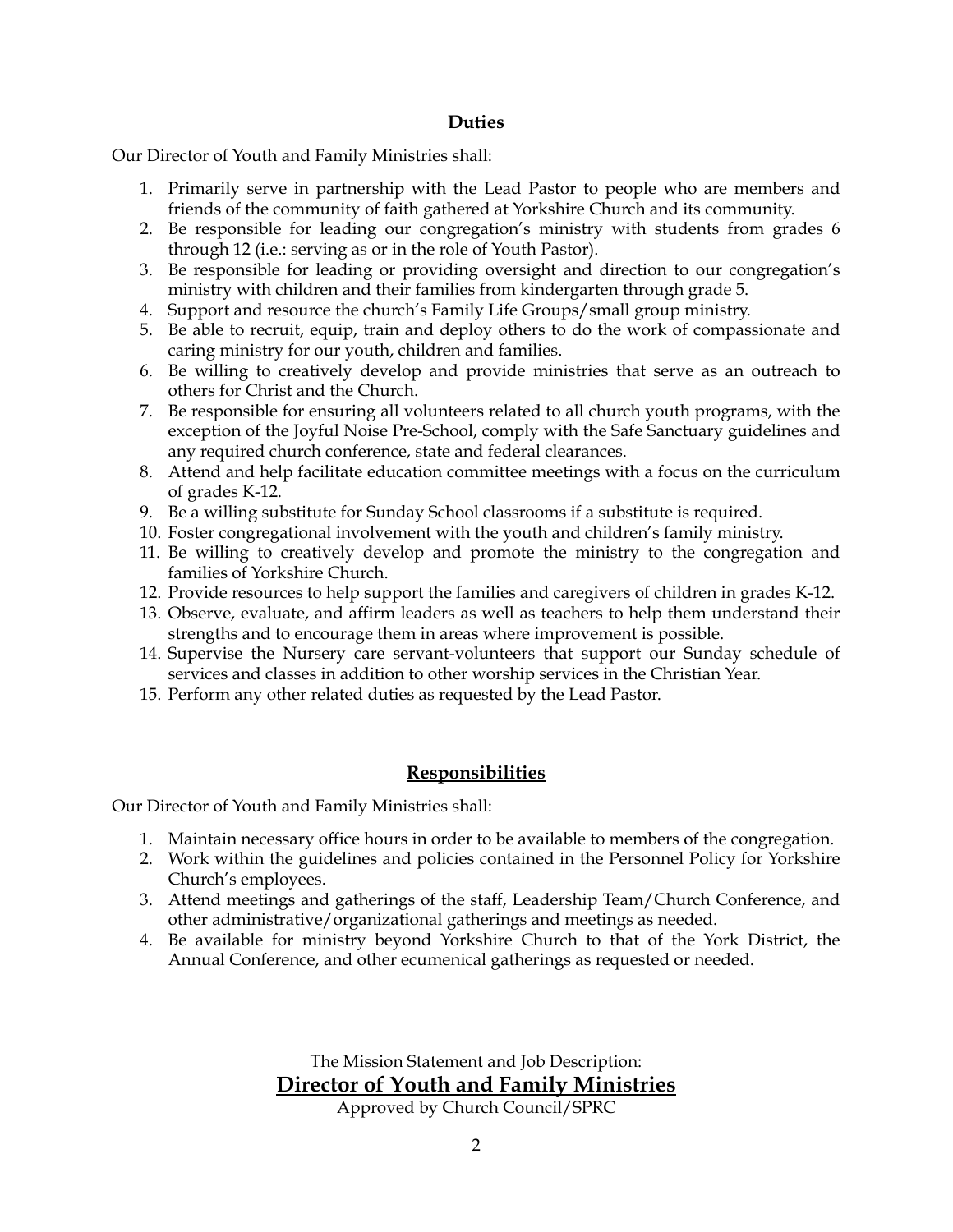## Duties

Our Director of Youth and Family Ministries shall:

1. Primarily serve in partnership with the Lead Pastor to people who are members and friends of the community of faith gathered at Yorkshire Church and its community.
2. Be responsible for leading our congregation's ministry with students from grades 6 through 12 (i.e.: serving as or in the role of Youth Pastor).
3. Be responsible for leading or providing oversight and direction to our congregation's ministry with children and their families from kindergarten through grade 5.
4. Support and resource the church's Family Life Groups/small group ministry.
5. Be able to recruit, equip, train and deploy others to do the work of compassionate and caring ministry for our youth, children and families.
6. Be willing to creatively develop and provide ministries that serve as an outreach to others for Christ and the Church.
7. Be responsible for ensuring all volunteers related to all church youth programs, with the exception of the Joyful Noise Pre-School, comply with the Safe Sanctuary guidelines and any required church conference, state and federal clearances.
8. Attend and help facilitate education committee meetings with a focus on the curriculum of grades K-12.
9. Be a willing substitute for Sunday School classrooms if a substitute is required.
10. Foster congregational involvement with the youth and children's family ministry.
11. Be willing to creatively develop and promote the ministry to the congregation and families of Yorkshire Church.
12. Provide resources to help support the families and caregivers of children in grades K-12.
13. Observe, evaluate, and affirm leaders as well as teachers to help them understand their strengths and to encourage them in areas where improvement is possible.
14. Supervise the Nursery care servant-volunteers that support our Sunday schedule of services and classes in addition to other worship services in the Christian Year.
15. Perform any other related duties as requested by the Lead Pastor.

## Responsibilities

Our Director of Youth and Family Ministries shall:

1. Maintain necessary office hours in order to be available to members of the congregation.
2. Work within the guidelines and policies contained in the Personnel Policy for Yorkshire Church's employees.
3. Attend meetings and gatherings of the staff, Leadership Team/Church Conference, and other administrative/organizational gatherings and meetings as needed.
4. Be available for ministry beyond Yorkshire Church to that of the York District, the Annual Conference, and other ecumenical gatherings as requested or needed.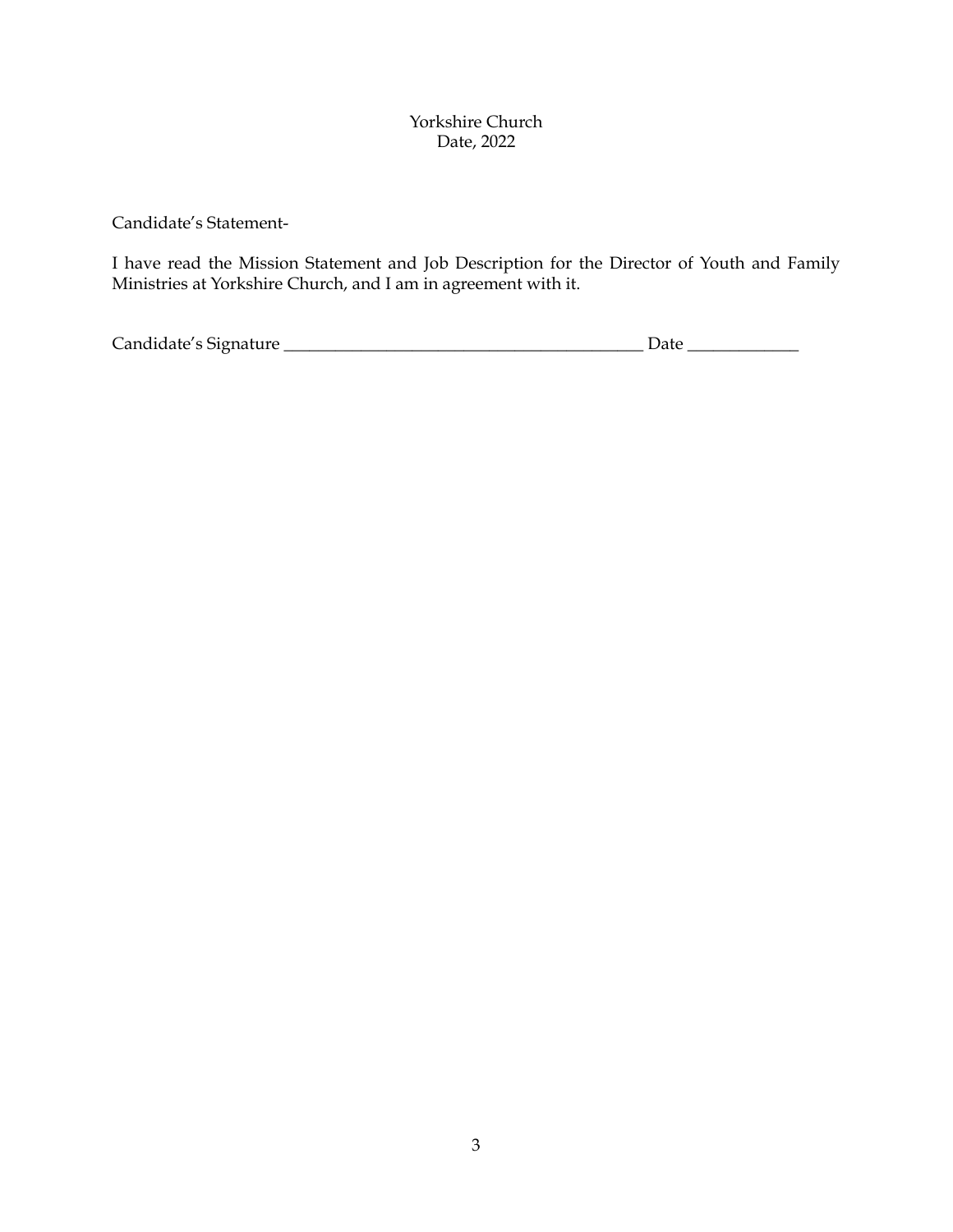Yorkshire Church
Date, 2022

Candidate's Statement-

I have read the Mission Statement and Job Description for the Director of Youth and Family Ministries at Yorkshire Church, and I am in agreement with it.

Candidate's Signature __________________________________________ Date _____________